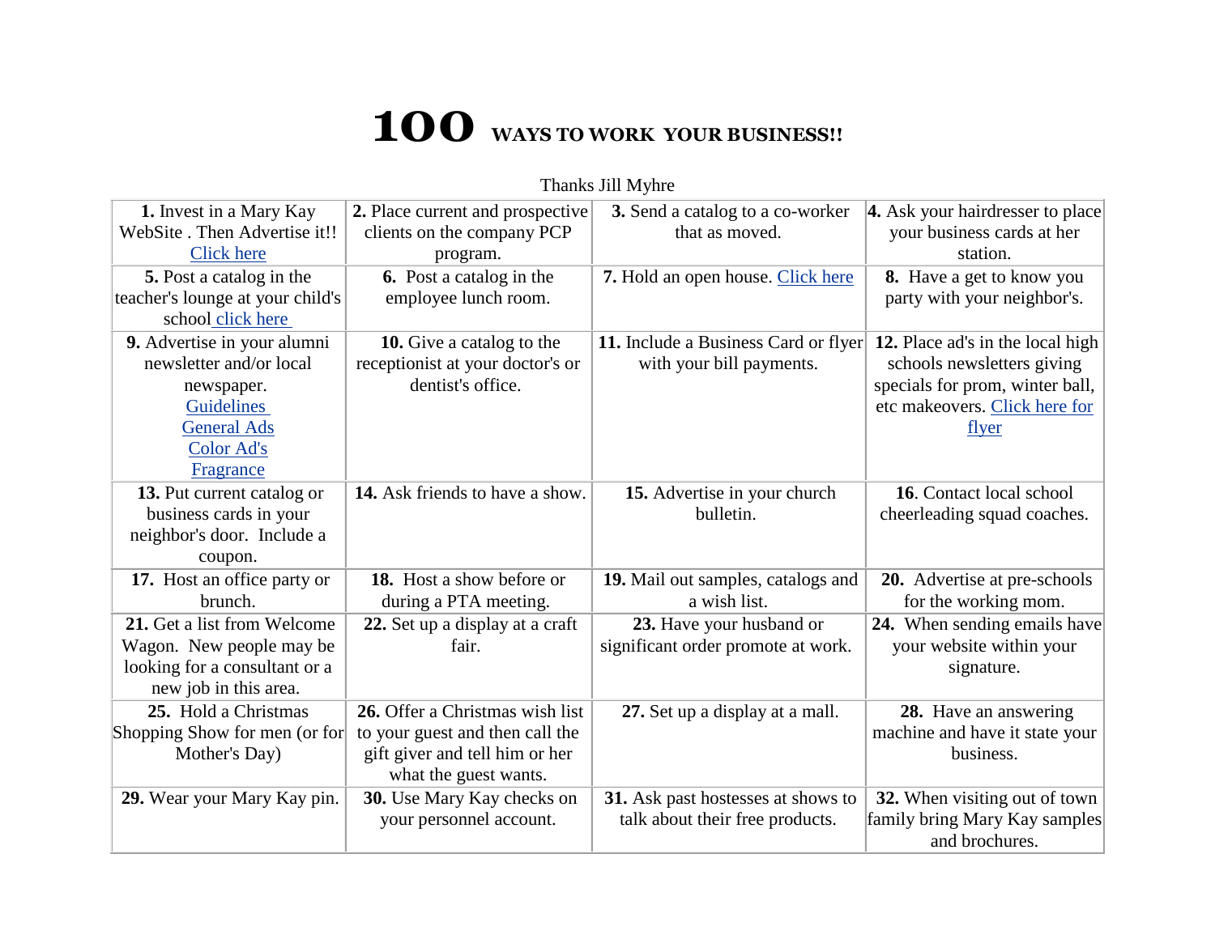# 100 WAYS TO WORK YOUR BUSINESS!!

Thanks Jill Myhre

| | | | |
|---|---|---|---|
| **1.** Invest in a Mary Kay WebSite . Then Advertise it!! Click here | **2.** Place current and prospective clients on the company PCP program. | **3.** Send a catalog to a co-worker that as moved. | **4.** Ask your hairdresser to place your business cards at her station. |
| **5.** Post a catalog in the teacher's lounge at your child's school click here | **6.** Post a catalog in the employee lunch room. | **7.** Hold an open house. Click here | **8.** Have a get to know you party with your neighbor's. |
| **9.** Advertise in your alumni newsletter and/or local newspaper. Guidelines General Ads Color Ad's Fragrance | **10.** Give a catalog to the receptionist at your doctor's or dentist's office. | **11.** Include a Business Card or flyer with your bill payments. | **12.** Place ad's in the local high schools newsletters giving specials for prom, winter ball, etc makeovers. Click here for flyer |
| **13.** Put current catalog or business cards in your neighbor's door. Include a coupon. | **14.** Ask friends to have a show. | **15.** Advertise in your church bulletin. | **16**. Contact local school cheerleading squad coaches. |
| **17.** Host an office party or brunch. | **18.** Host a show before or during a PTA meeting. | **19.** Mail out samples, catalogs and a wish list. | **20.** Advertise at pre-schools for the working mom. |
| **21.** Get a list from Welcome Wagon. New people may be looking for a consultant or a new job in this area. | **22.** Set up a display at a craft fair. | **23.** Have your husband or significant order promote at work. | **24.** When sending emails have your website within your signature. |
| **25.** Hold a Christmas Shopping Show for men (or for Mother's Day) | **26.** Offer a Christmas wish list to your guest and then call the gift giver and tell him or her what the guest wants. | **27.** Set up a display at a mall. | **28.** Have an answering machine and have it state your business. |
| **29.** Wear your Mary Kay pin. | **30.** Use Mary Kay checks on your personnel account. | **31.** Ask past hostesses at shows to talk about their free products. | **32.** When visiting out of town family bring Mary Kay samples and brochures. |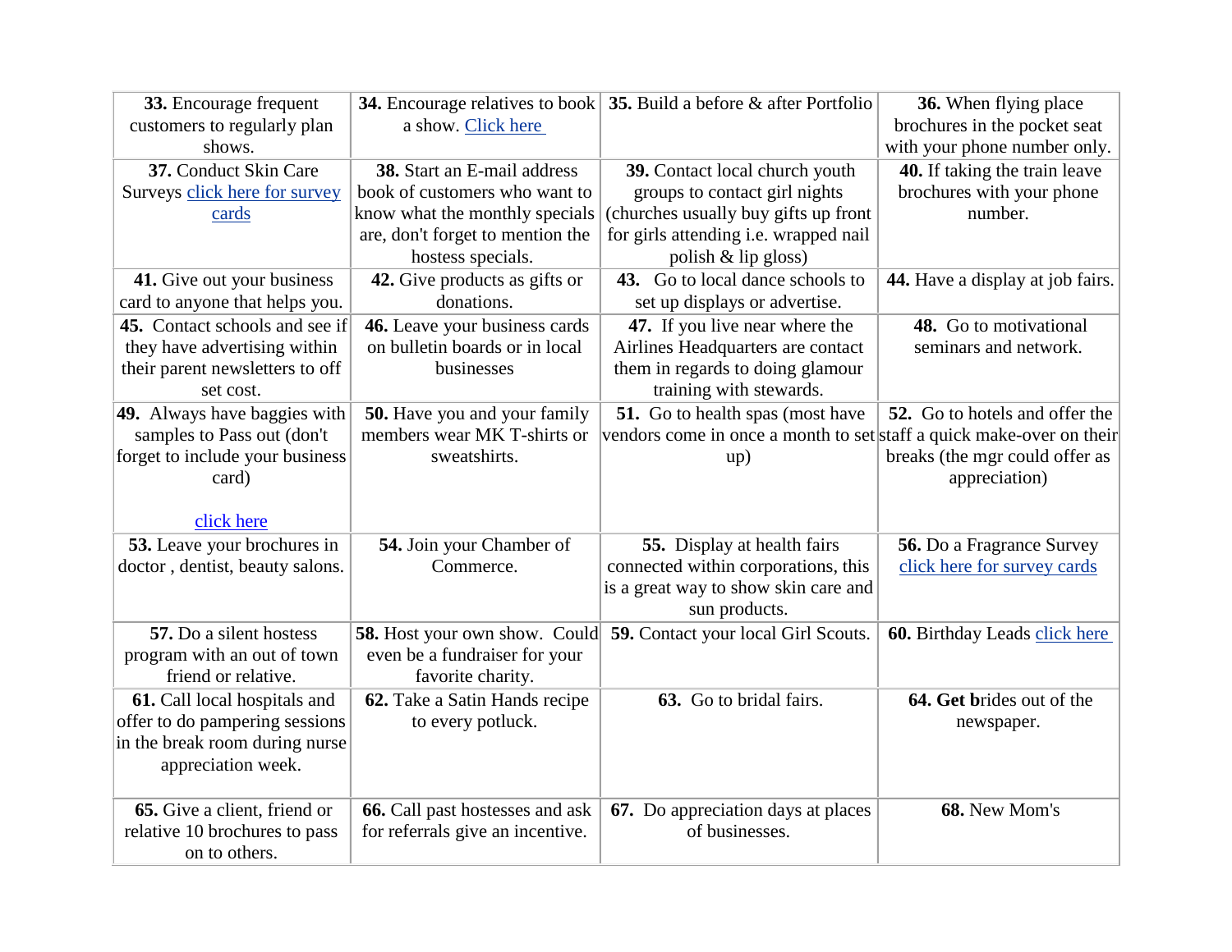| | | | |
|---|---|---|---|
| **33.** Encourage frequent customers to regularly plan shows. | **34.** Encourage relatives to book a show. Click here | **35.** Build a before & after Portfolio | **36.** When flying place brochures in the pocket seat with your phone number only. |
| **37.** Conduct Skin Care Surveys click here for survey cards | **38.** Start an E-mail address book of customers who want to know what the monthly specials are, don't forget to mention the hostess specials. | **39.** Contact local church youth groups to contact girl nights (churches usually buy gifts up front for girls attending i.e. wrapped nail polish & lip gloss) | **40.** If taking the train leave brochures with your phone number. |
| **41.** Give out your business card to anyone that helps you. | **42.** Give products as gifts or donations. | **43.** Go to local dance schools to set up displays or advertise. | **44.** Have a display at job fairs. |
| **45.** Contact schools and see if they have advertising within their parent newsletters to off set cost. | **46.** Leave your business cards on bulletin boards or in local businesses | **47.** If you live near where the Airlines Headquarters are contact them in regards to doing glamour training with stewards. | **48.** Go to motivational seminars and network. |
| **49.** Always have baggies with samples to Pass out (don't forget to include your business card) click here | **50.** Have you and your family members wear MK T-shirts or sweatshirts. | **51.** Go to health spas (most have vendors come in once a month to set up) | **52.** Go to hotels and offer the staff a quick make-over on their breaks (the mgr could offer as appreciation) |
| **53.** Leave your brochures in doctor , dentist, beauty salons. | **54.** Join your Chamber of Commerce. | **55.** Display at health fairs connected within corporations, this is a great way to show skin care and sun products. | **56.** Do a Fragrance Survey click here for survey cards |
| **57.** Do a silent hostess program with an out of town friend or relative. | **58.** Host your own show. Could even be a fundraiser for your favorite charity. | **59.** Contact your local Girl Scouts. | **60.** Birthday Leads click here |
| **61.** Call local hospitals and offer to do pampering sessions in the break room during nurse appreciation week. | **62.** Take a Satin Hands recipe to every potluck. | **63.** Go to bridal fairs. | **64. Get b**rides out of the newspaper. |
| **65.** Give a client, friend or relative 10 brochures to pass on to others. | **66.** Call past hostesses and ask for referrals give an incentive. | **67.** Do appreciation days at places of businesses. | **68.** New Mom's |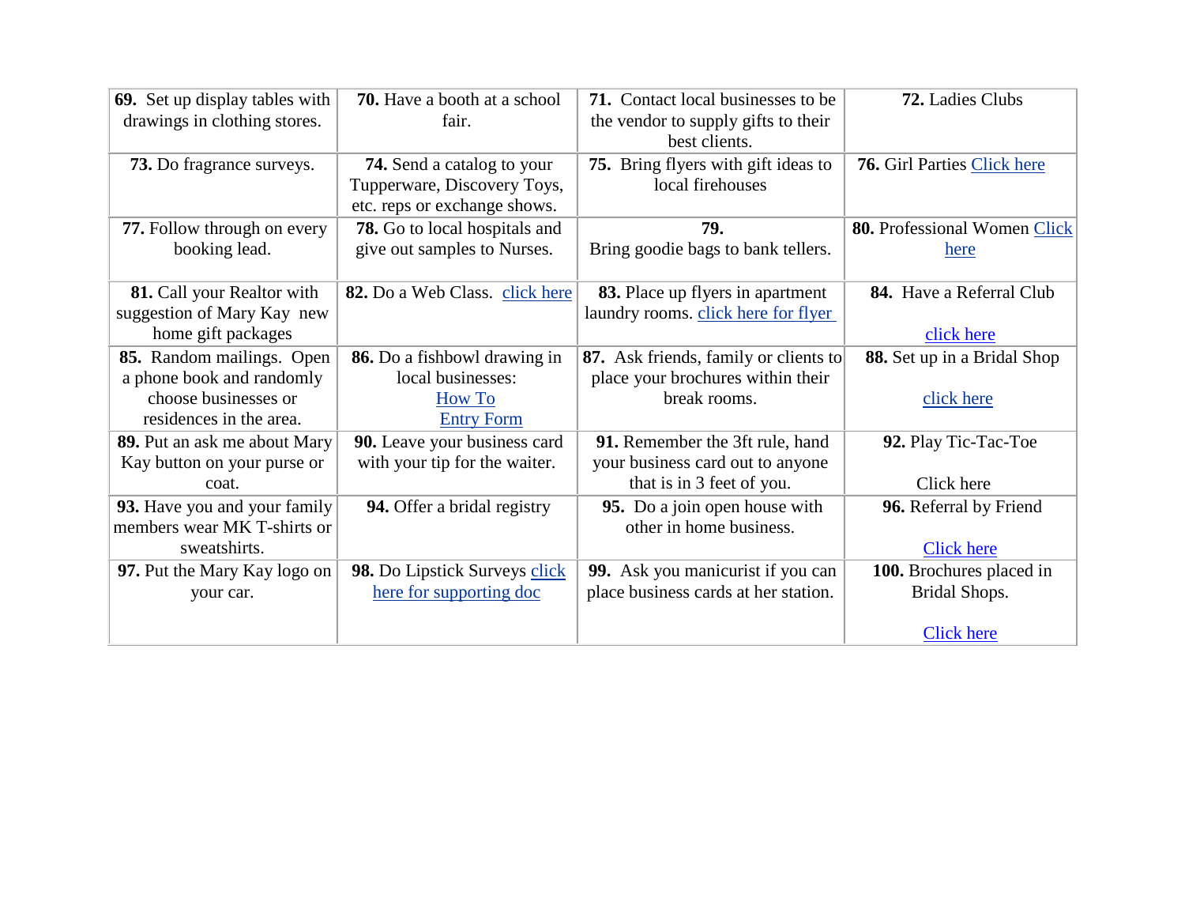| | | | |
|---|---|---|---|
| **69.** Set up display tables with drawings in clothing stores. | **70.** Have a booth at a school fair. | **71.** Contact local businesses to be the vendor to supply gifts to their best clients. | **72.** Ladies Clubs |
| **73.** Do fragrance surveys. | **74.** Send a catalog to your Tupperware, Discovery Toys, etc. reps or exchange shows. | **75.** Bring flyers with gift ideas to local firehouses | **76.** Girl Parties Click here |
| **77.** Follow through on every booking lead. | **78.** Go to local hospitals and give out samples to Nurses. | **79.** Bring goodie bags to bank tellers. | **80.** Professional Women Click here |
| **81.** Call your Realtor with suggestion of Mary Kay new home gift packages | **82.** Do a Web Class. click here | **83.** Place up flyers in apartment laundry rooms. click here for flyer | **84.** Have a Referral Club click here |
| **85.** Random mailings. Open a phone book and randomly choose businesses or residences in the area. | **86.** Do a fishbowl drawing in local businesses: How To Entry Form | **87.** Ask friends, family or clients to place your brochures within their break rooms. | **88.** Set up in a Bridal Shop click here |
| **89.** Put an ask me about Mary Kay button on your purse or coat. | **90.** Leave your business card with your tip for the waiter. | **91.** Remember the 3ft rule, hand your business card out to anyone that is in 3 feet of you. | **92.** Play Tic-Tac-Toe Click here |
| **93.** Have you and your family members wear MK T-shirts or sweatshirts. | **94.** Offer a bridal registry | **95.** Do a join open house with other in home business. | **96.** Referral by Friend Click here |
| **97.** Put the Mary Kay logo on your car. | **98.** Do Lipstick Surveys click here for supporting doc | **99.** Ask you manicurist if you can place business cards at her station. | **100.** Brochures placed in Bridal Shops. Click here |